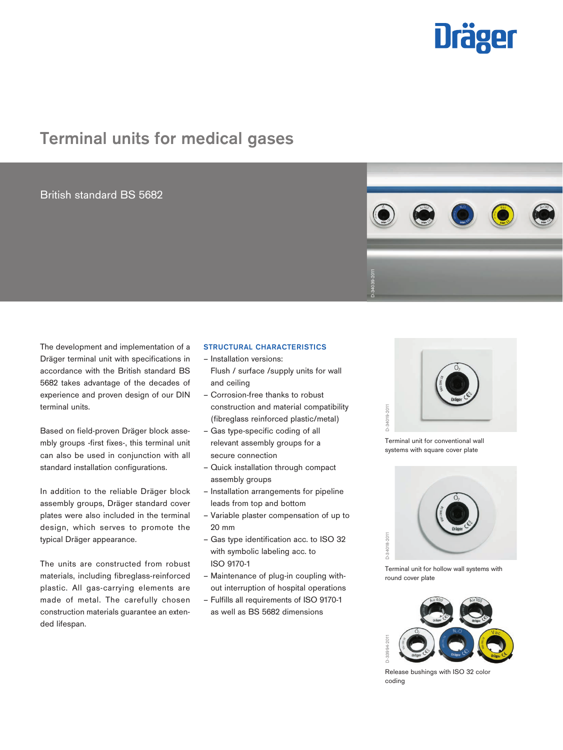# Terminal units for medical gases

## British standard BS 5682

The development and implementation of a Dräger terminal unit with specifications in accordance with the British standard BS 5682 takes advantage of the decades of experience and proven design of our DIN terminal units.

Based on field-proven Dräger block assembly groups -first fixes-, this terminal unit can also be used in conjunction with all standard installation configurations.

In addition to the reliable Dräger block assembly groups, Dräger standard cover plates were also included in the terminal design, which serves to promote the typical Dräger appearance.

The units are constructed from robust materials, including fibreglass-reinforced plastic. All gas-carrying elements are made of metal. The carefully chosen construction materials guarantee an extended lifespan.

### STRUCTURAL CHARACTERISTICS

- Installation versions: Flush / surface /supply units for wall and ceiling
- Corrosion-free thanks to robust construction and material compatibility (fibreglass reinforced plastic/metal)
- Gas type-specific coding of all relevant assembly groups for a secure connection
- Quick installation through compact assembly groups
- Installation arrangements for pipeline leads from top and bottom
- Variable plaster compensation of up to 20 mm
- Gas type identification acc. to ISO 32 with symbolic labeling acc. to ISO 9170-1
- Maintenance of plug-in coupling without interruption of hospital operations
- Fulfills all requirements of ISO 9170-1 as well as BS 5682 dimensions

Terminal unit for conventional wall systems with square cover plate

Terminal unit for hollow wall systems with round cover plate

Release bushings with ISO 32 color coding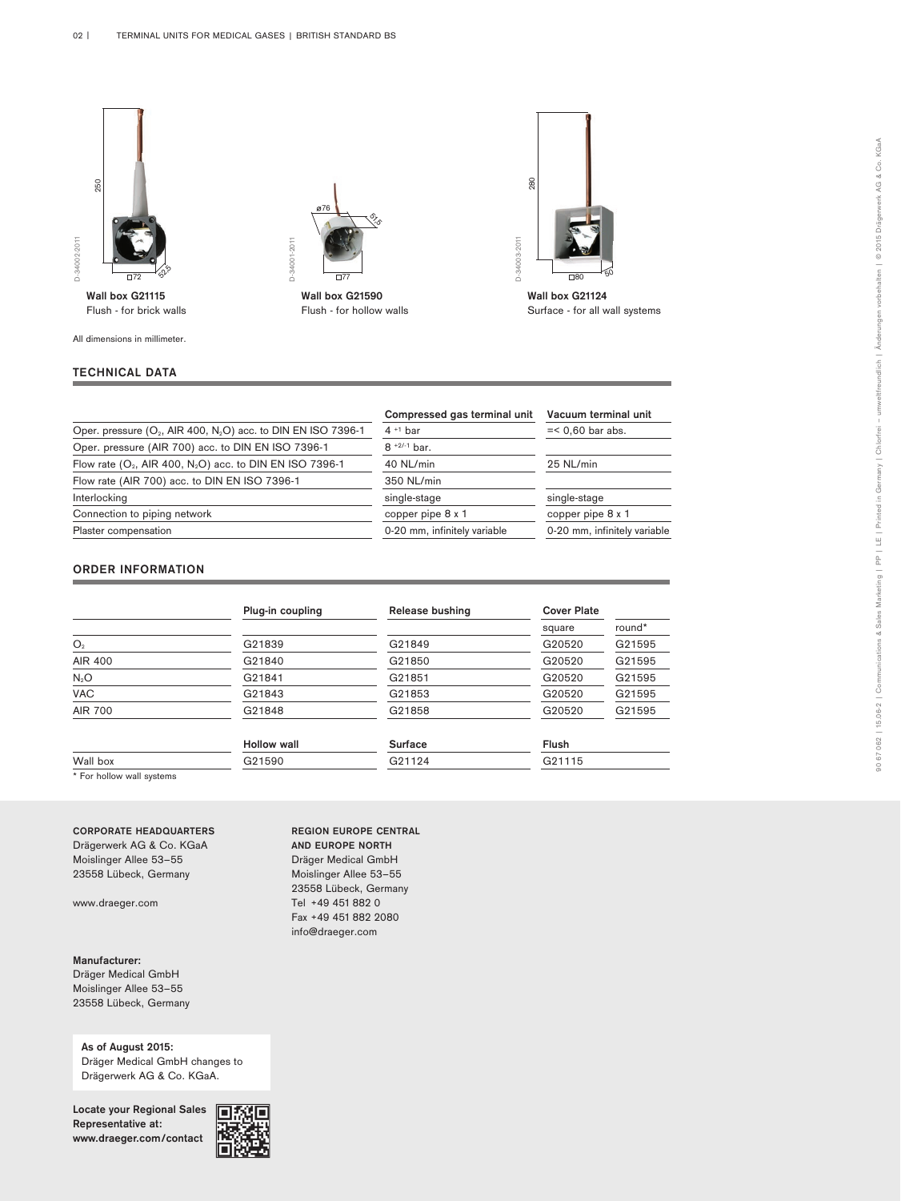**Wall box G21115**
Flush - for brick walls

**Wall box G21590**
Flush - for hollow walls

**Wall box G21124**
Surface - for all wall systems

All dimensions in millimeter.

## TECHNICAL DATA

| | Compressed gas terminal unit | Vacuum terminal unit |
|---|---|---|
| Oper. pressure ($O_2$, AIR 400, $N_2O$) acc. to DIN EN ISO 7396-1 | $4^{+1}$ bar | =< 0,60 bar abs. |
| Oper. pressure (AIR 700) acc. to DIN EN ISO 7396-1 | $8^{+2/-1}$ bar. | |
| Flow rate ($O_2$, AIR 400, $N_2O$) acc. to DIN EN ISO 7396-1 | 40 NL/min | 25 NL/min |
| Flow rate (AIR 700) acc. to DIN EN ISO 7396-1 | 350 NL/min | |
| Interlocking | single-stage | single-stage |
| Connection to piping network | copper pipe 8 x 1 | copper pipe 8 x 1 |
| Plaster compensation | 0-20 mm, infinitely variable | 0-20 mm, infinitely variable |

## ORDER INFORMATION

| | Plug-in coupling | Release bushing | Cover Plate | |
|---|---|---|---|---|
| | | | square | round* |
| $O_2$ | G21839 | G21849 | G20520 | G21595 |
| AIR 400 | G21840 | G21850 | G20520 | G21595 |
| $N_2O$ | G21841 | G21851 | G20520 | G21595 |
| VAC | G21843 | G21853 | G20520 | G21595 |
| AIR 700 | G21848 | G21858 | G20520 | G21595 |
| | **Hollow wall** | **Surface** | **Flush** | |
| Wall box | G21590 | G21124 | G21115 | |

* For hollow wall systems

**CORPORATE HEADQUARTERS**
Drägerwerk AG & Co. KGaA
Moislinger Allee 53–55
23558 Lübeck, Germany

www.draeger.com

**Manufacturer:**
Dräger Medical GmbH
Moislinger Allee 53–55
23558 Lübeck, Germany

**As of August 2015:**
Dräger Medical GmbH changes to Drägerwerk AG & Co. KGaA.

**Locate your Regional Sales Representative at: www.draeger.com/contact**

**REGION EUROPE CENTRAL AND EUROPE NORTH**
Dräger Medical GmbH
Moislinger Allee 53–55
23558 Lübeck, Germany
Tel +49 451 882 0
Fax +49 451 882 2080
info@draeger.com

90 67 062 | 15.06-2 | Communications & Sales Marketing | PP | LE | Printed in Germany | Chlorfrei – umweltfreundlich | Änderungen vorbehalten | © 2015 Drägerwerk AG & Co. KGaA